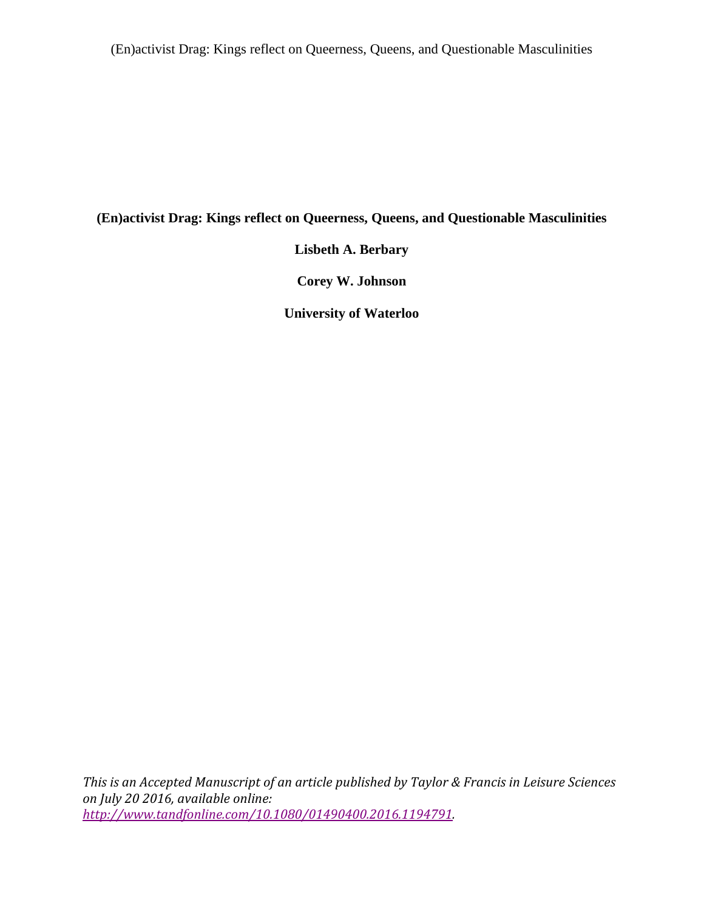# (En)activist Drag: Kings reflect on Queerness, Queens, and Questionable Masculinities

**Lisbeth A. Berbary**

**Corey W. Johnson**

**University of Waterloo**

*This is an Accepted Manuscript of an article published by Taylor & Francis in Leisure Sciences on July 20 2016, available online: http://www.tandfonline.com/10.1080/01490400.2016.1194791.*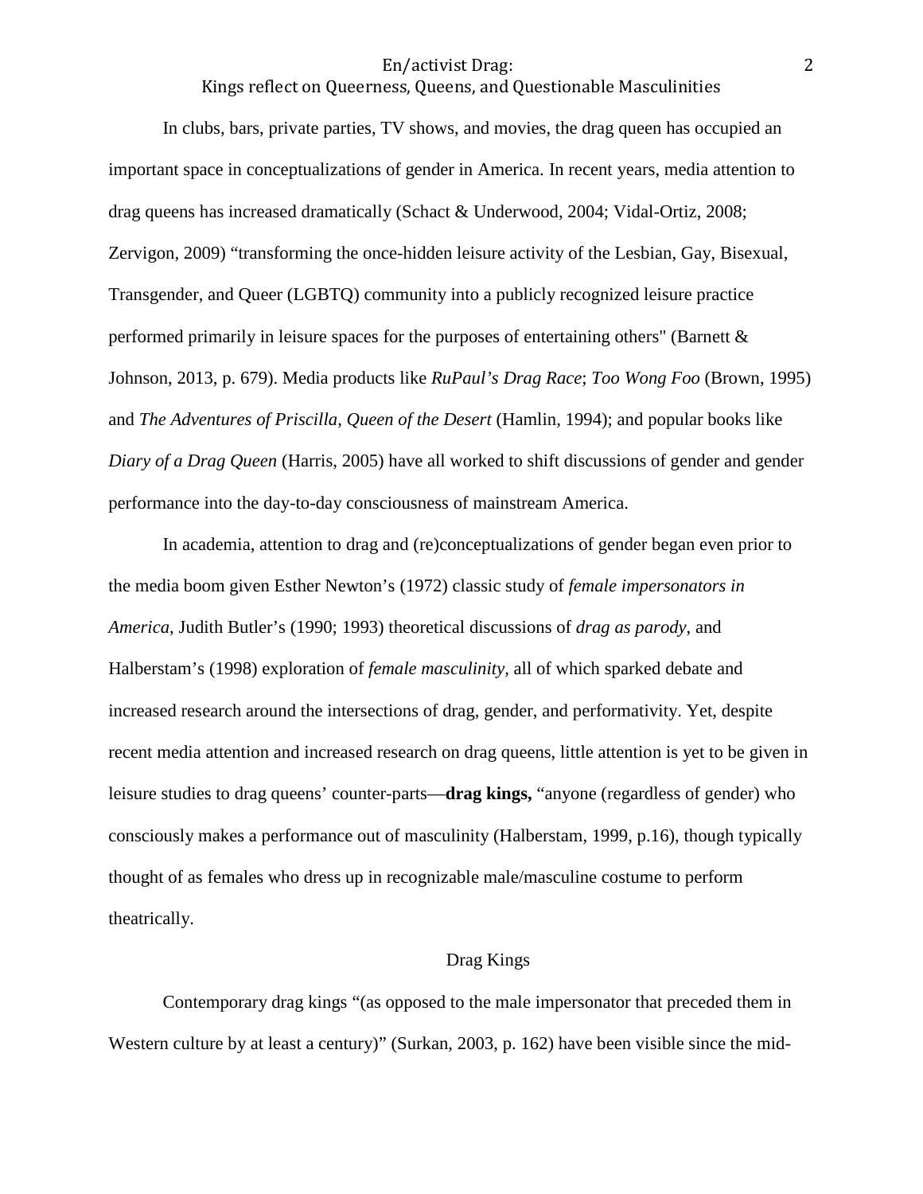In clubs, bars, private parties, TV shows, and movies, the drag queen has occupied an important space in conceptualizations of gender in America. In recent years, media attention to drag queens has increased dramatically (Schact & Underwood, 2004; Vidal-Ortiz, 2008; Zervigon, 2009) "transforming the once-hidden leisure activity of the Lesbian, Gay, Bisexual, Transgender, and Queer (LGBTQ) community into a publicly recognized leisure practice performed primarily in leisure spaces for the purposes of entertaining others" (Barnett & Johnson, 2013, p. 679). Media products like *RuPaul's Drag Race*; *Too Wong Foo* (Brown, 1995) and *The Adventures of Priscilla, Queen of the Desert* (Hamlin, 1994); and popular books like *Diary of a Drag Queen* (Harris, 2005) have all worked to shift discussions of gender and gender performance into the day-to-day consciousness of mainstream America.

In academia, attention to drag and (re)conceptualizations of gender began even prior to the media boom given Esther Newton's (1972) classic study of *female impersonators in America*, Judith Butler's (1990; 1993) theoretical discussions of *drag as parody*, and Halberstam's (1998) exploration of *female masculinity,* all of which sparked debate and increased research around the intersections of drag, gender, and performativity. Yet, despite recent media attention and increased research on drag queens, little attention is yet to be given in leisure studies to drag queens' counter-parts—**drag kings,** "anyone (regardless of gender) who consciously makes a performance out of masculinity (Halberstam, 1999, p.16), though typically thought of as females who dress up in recognizable male/masculine costume to perform theatrically.

## Drag Kings

Contemporary drag kings "(as opposed to the male impersonator that preceded them in Western culture by at least a century)" (Surkan, 2003, p. 162) have been visible since the mid-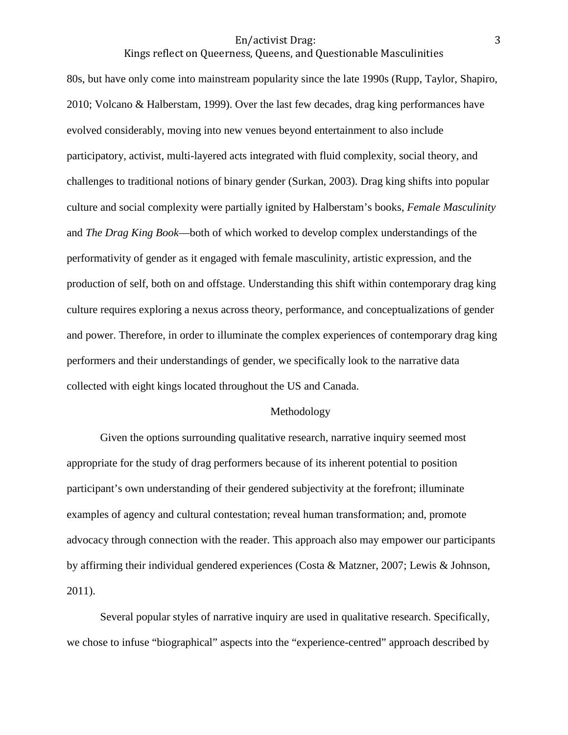80s, but have only come into mainstream popularity since the late 1990s (Rupp, Taylor, Shapiro, 2010; Volcano & Halberstam, 1999). Over the last few decades, drag king performances have evolved considerably, moving into new venues beyond entertainment to also include participatory, activist, multi-layered acts integrated with fluid complexity, social theory, and challenges to traditional notions of binary gender (Surkan, 2003). Drag king shifts into popular culture and social complexity were partially ignited by Halberstam's books, *Female Masculinity* and *The Drag King Book*—both of which worked to develop complex understandings of the performativity of gender as it engaged with female masculinity, artistic expression, and the production of self, both on and offstage. Understanding this shift within contemporary drag king culture requires exploring a nexus across theory, performance, and conceptualizations of gender and power. Therefore, in order to illuminate the complex experiences of contemporary drag king performers and their understandings of gender, we specifically look to the narrative data collected with eight kings located throughout the US and Canada.

## Methodology

Given the options surrounding qualitative research, narrative inquiry seemed most appropriate for the study of drag performers because of its inherent potential to position participant's own understanding of their gendered subjectivity at the forefront; illuminate examples of agency and cultural contestation; reveal human transformation; and, promote advocacy through connection with the reader. This approach also may empower our participants by affirming their individual gendered experiences (Costa & Matzner, 2007; Lewis & Johnson, 2011).

Several popular styles of narrative inquiry are used in qualitative research. Specifically, we chose to infuse "biographical" aspects into the "experience-centred" approach described by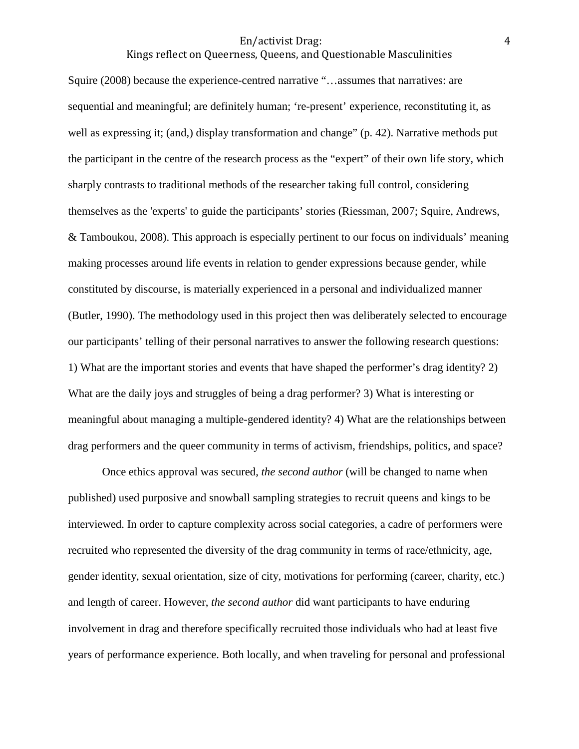Squire (2008) because the experience-centred narrative "…assumes that narratives: are sequential and meaningful; are definitely human; 're-present' experience, reconstituting it, as well as expressing it; (and,) display transformation and change" (p. 42). Narrative methods put the participant in the centre of the research process as the "expert" of their own life story, which sharply contrasts to traditional methods of the researcher taking full control, considering themselves as the 'experts' to guide the participants' stories (Riessman, 2007; Squire, Andrews, & Tamboukou, 2008). This approach is especially pertinent to our focus on individuals' meaning making processes around life events in relation to gender expressions because gender, while constituted by discourse, is materially experienced in a personal and individualized manner (Butler, 1990). The methodology used in this project then was deliberately selected to encourage our participants' telling of their personal narratives to answer the following research questions: 1) What are the important stories and events that have shaped the performer's drag identity? 2) What are the daily joys and struggles of being a drag performer? 3) What is interesting or meaningful about managing a multiple-gendered identity? 4) What are the relationships between drag performers and the queer community in terms of activism, friendships, politics, and space?

Once ethics approval was secured, *the second author* (will be changed to name when published) used purposive and snowball sampling strategies to recruit queens and kings to be interviewed. In order to capture complexity across social categories, a cadre of performers were recruited who represented the diversity of the drag community in terms of race/ethnicity, age, gender identity, sexual orientation, size of city, motivations for performing (career, charity, etc.) and length of career. However, *the second author* did want participants to have enduring involvement in drag and therefore specifically recruited those individuals who had at least five years of performance experience. Both locally, and when traveling for personal and professional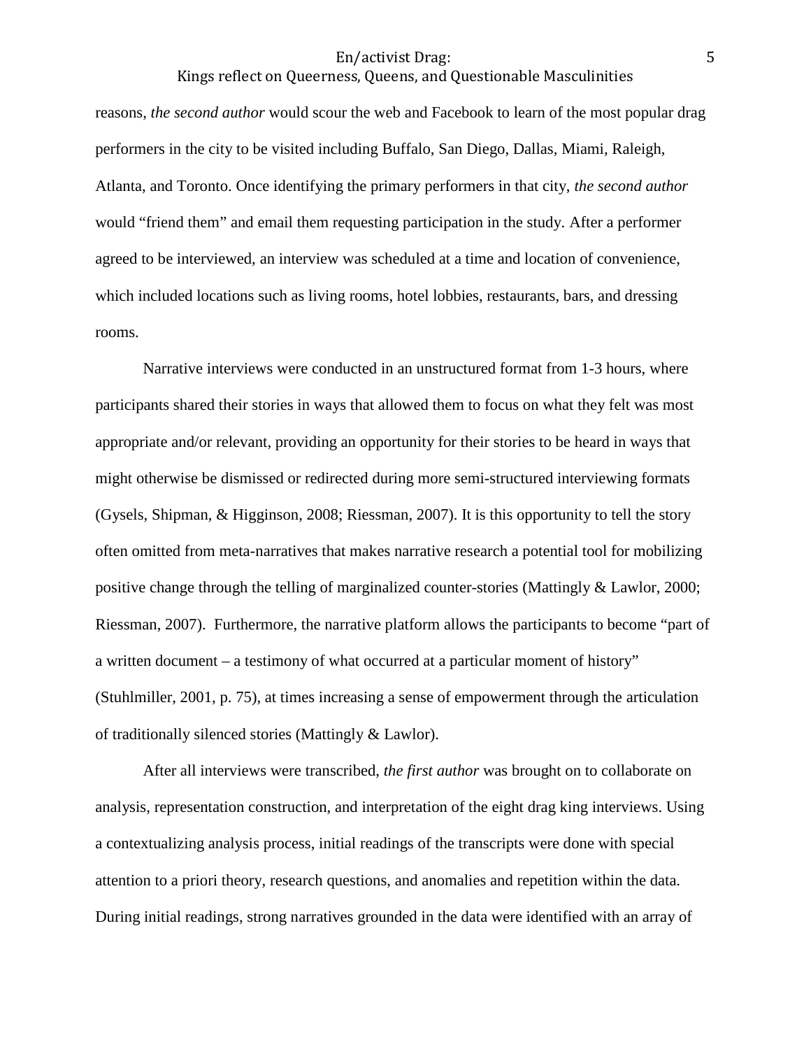reasons, *the second author* would scour the web and Facebook to learn of the most popular drag performers in the city to be visited including Buffalo, San Diego, Dallas, Miami, Raleigh, Atlanta, and Toronto. Once identifying the primary performers in that city, *the second author* would "friend them" and email them requesting participation in the study. After a performer agreed to be interviewed, an interview was scheduled at a time and location of convenience, which included locations such as living rooms, hotel lobbies, restaurants, bars, and dressing rooms.

Narrative interviews were conducted in an unstructured format from 1-3 hours, where participants shared their stories in ways that allowed them to focus on what they felt was most appropriate and/or relevant, providing an opportunity for their stories to be heard in ways that might otherwise be dismissed or redirected during more semi-structured interviewing formats (Gysels, Shipman, & Higginson, 2008; Riessman, 2007). It is this opportunity to tell the story often omitted from meta-narratives that makes narrative research a potential tool for mobilizing positive change through the telling of marginalized counter-stories (Mattingly & Lawlor, 2000; Riessman, 2007). Furthermore, the narrative platform allows the participants to become "part of a written document – a testimony of what occurred at a particular moment of history" (Stuhlmiller, 2001, p. 75), at times increasing a sense of empowerment through the articulation of traditionally silenced stories (Mattingly & Lawlor).

After all interviews were transcribed, *the first author* was brought on to collaborate on analysis, representation construction, and interpretation of the eight drag king interviews. Using a contextualizing analysis process, initial readings of the transcripts were done with special attention to a priori theory, research questions, and anomalies and repetition within the data. During initial readings, strong narratives grounded in the data were identified with an array of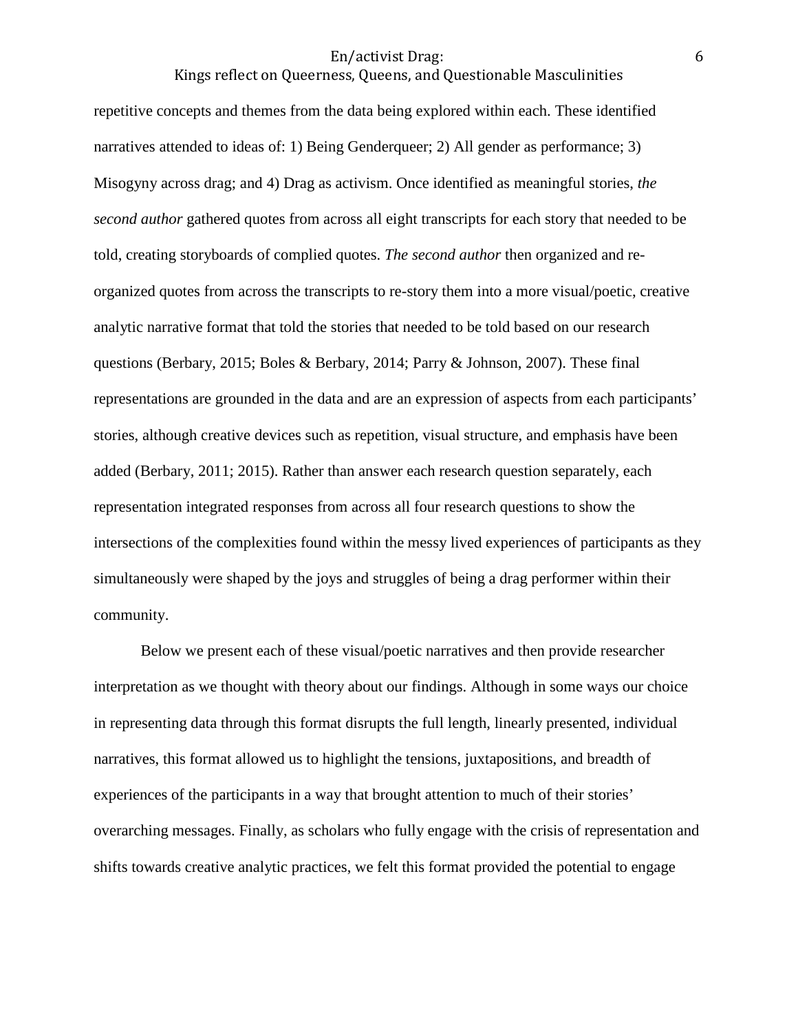repetitive concepts and themes from the data being explored within each. These identified narratives attended to ideas of: 1) Being Genderqueer; 2) All gender as performance; 3) Misogyny across drag; and 4) Drag as activism. Once identified as meaningful stories, *the second author* gathered quotes from across all eight transcripts for each story that needed to be told, creating storyboards of complied quotes. *The second author* then organized and re-organized quotes from across the transcripts to re-story them into a more visual/poetic, creative analytic narrative format that told the stories that needed to be told based on our research questions (Berbary, 2015; Boles & Berbary, 2014; Parry & Johnson, 2007). These final representations are grounded in the data and are an expression of aspects from each participants' stories, although creative devices such as repetition, visual structure, and emphasis have been added (Berbary, 2011; 2015). Rather than answer each research question separately, each representation integrated responses from across all four research questions to show the intersections of the complexities found within the messy lived experiences of participants as they simultaneously were shaped by the joys and struggles of being a drag performer within their community.

Below we present each of these visual/poetic narratives and then provide researcher interpretation as we thought with theory about our findings. Although in some ways our choice in representing data through this format disrupts the full length, linearly presented, individual narratives, this format allowed us to highlight the tensions, juxtapositions, and breadth of experiences of the participants in a way that brought attention to much of their stories' overarching messages. Finally, as scholars who fully engage with the crisis of representation and shifts towards creative analytic practices, we felt this format provided the potential to engage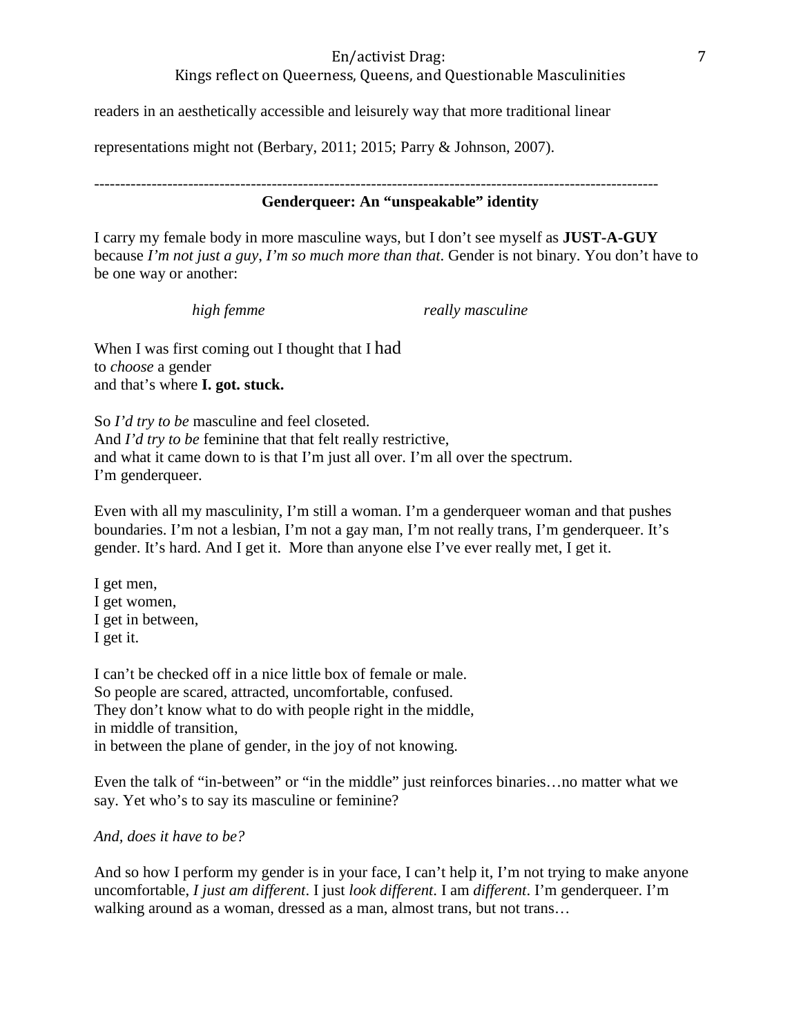readers in an aesthetically accessible and leisurely way that more traditional linear representations might not (Berbary, 2011; 2015; Parry & Johnson, 2007).

---

**Genderqueer: An "unspeakable" identity**

I carry my female body in more masculine ways, but I don't see myself as **JUST-A-GUY** because *I'm not just a guy, I'm so much more than that*. Gender is not binary. You don't have to be one way or another:

*high femme* *really masculine*

When I was first coming out I thought that I had
to *choose* a gender
and that's where **I. got. stuck.**

So *I'd try to be* masculine and feel closeted.
And *I'd try to be* feminine that that felt really restrictive,
and what it came down to is that I'm just all over. I'm all over the spectrum.
I'm genderqueer.

Even with all my masculinity, I'm still a woman. I'm a genderqueer woman and that pushes boundaries. I'm not a lesbian, I'm not a gay man, I'm not really trans, I'm genderqueer. It's gender. It's hard. And I get it. More than anyone else I've ever really met, I get it.

I get men,
I get women,
I get in between,
I get it.

I can't be checked off in a nice little box of female or male.
So people are scared, attracted, uncomfortable, confused.
They don't know what to do with people right in the middle,
in middle of transition,
in between the plane of gender, in the joy of not knowing.

Even the talk of "in-between" or "in the middle" just reinforces binaries…no matter what we say. Yet who's to say its masculine or feminine?

*And, does it have to be?*

And so how I perform my gender is in your face, I can't help it, I'm not trying to make anyone uncomfortable, *I just am different*. I just *look different*. I am *different*. I'm genderqueer. I'm walking around as a woman, dressed as a man, almost trans, but not trans…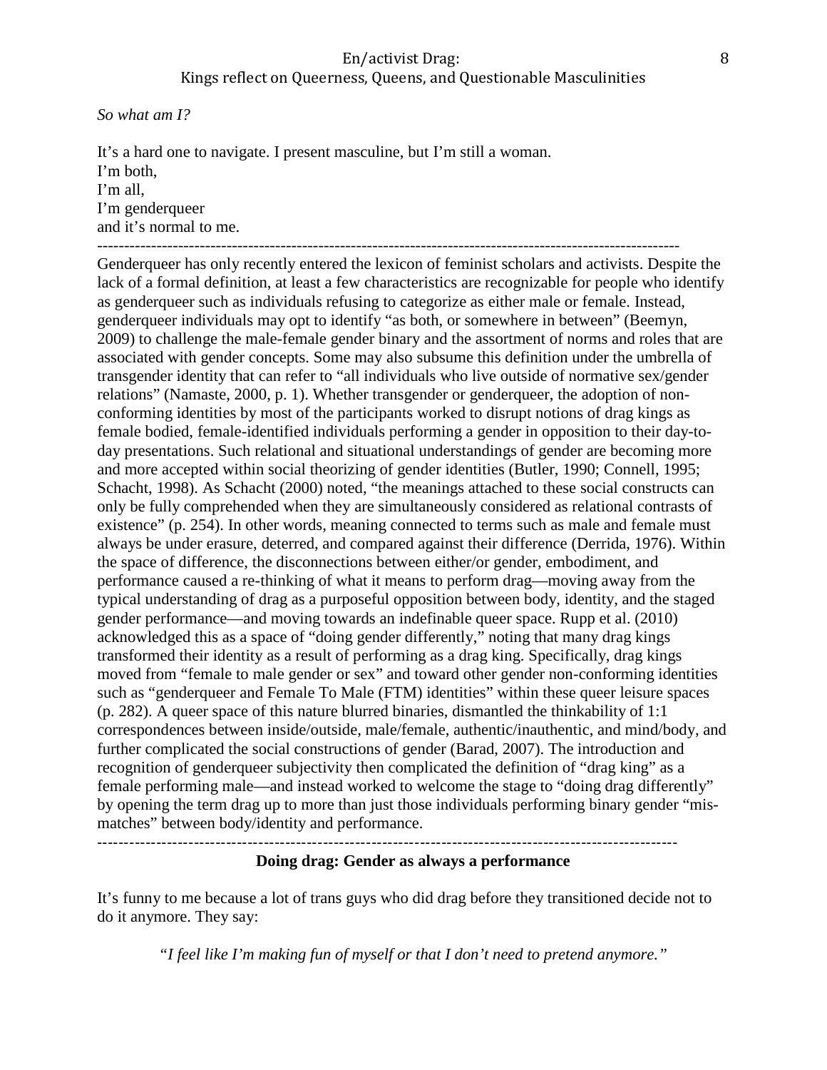*So what am I?*

It's a hard one to navigate. I present masculine, but I'm still a woman.
I'm both,
I'm all,
I'm genderqueer
and it's normal to me.

---

Genderqueer has only recently entered the lexicon of feminist scholars and activists. Despite the lack of a formal definition, at least a few characteristics are recognizable for people who identify as genderqueer such as individuals refusing to categorize as either male or female. Instead, genderqueer individuals may opt to identify "as both, or somewhere in between" (Beemyn, 2009) to challenge the male-female gender binary and the assortment of norms and roles that are associated with gender concepts. Some may also subsume this definition under the umbrella of transgender identity that can refer to "all individuals who live outside of normative sex/gender relations" (Namaste, 2000, p. 1). Whether transgender or genderqueer, the adoption of non-conforming identities by most of the participants worked to disrupt notions of drag kings as female bodied, female-identified individuals performing a gender in opposition to their day-to-day presentations. Such relational and situational understandings of gender are becoming more and more accepted within social theorizing of gender identities (Butler, 1990; Connell, 1995; Schacht, 1998). As Schacht (2000) noted, "the meanings attached to these social constructs can only be fully comprehended when they are simultaneously considered as relational contrasts of existence" (p. 254). In other words, meaning connected to terms such as male and female must always be under erasure, deterred, and compared against their difference (Derrida, 1976). Within the space of difference, the disconnections between either/or gender, embodiment, and performance caused a re-thinking of what it means to perform drag—moving away from the typical understanding of drag as a purposeful opposition between body, identity, and the staged gender performance—and moving towards an indefinable queer space. Rupp et al. (2010) acknowledged this as a space of "doing gender differently," noting that many drag kings transformed their identity as a result of performing as a drag king. Specifically, drag kings moved from "female to male gender or sex" and toward other gender non-conforming identities such as "genderqueer and Female To Male (FTM) identities" within these queer leisure spaces (p. 282). A queer space of this nature blurred binaries, dismantled the thinkability of 1:1 correspondences between inside/outside, male/female, authentic/inauthentic, and mind/body, and further complicated the social constructions of gender (Barad, 2007). The introduction and recognition of genderqueer subjectivity then complicated the definition of "drag king" as a female performing male—and instead worked to welcome the stage to "doing drag differently" by opening the term drag up to more than just those individuals performing binary gender "mis-matches" between body/identity and performance.

---

## Doing drag: Gender as always a performance

It's funny to me because a lot of trans guys who did drag before they transitioned decide not to do it anymore. They say:

> *"I feel like I'm making fun of myself or that I don't need to pretend anymore."*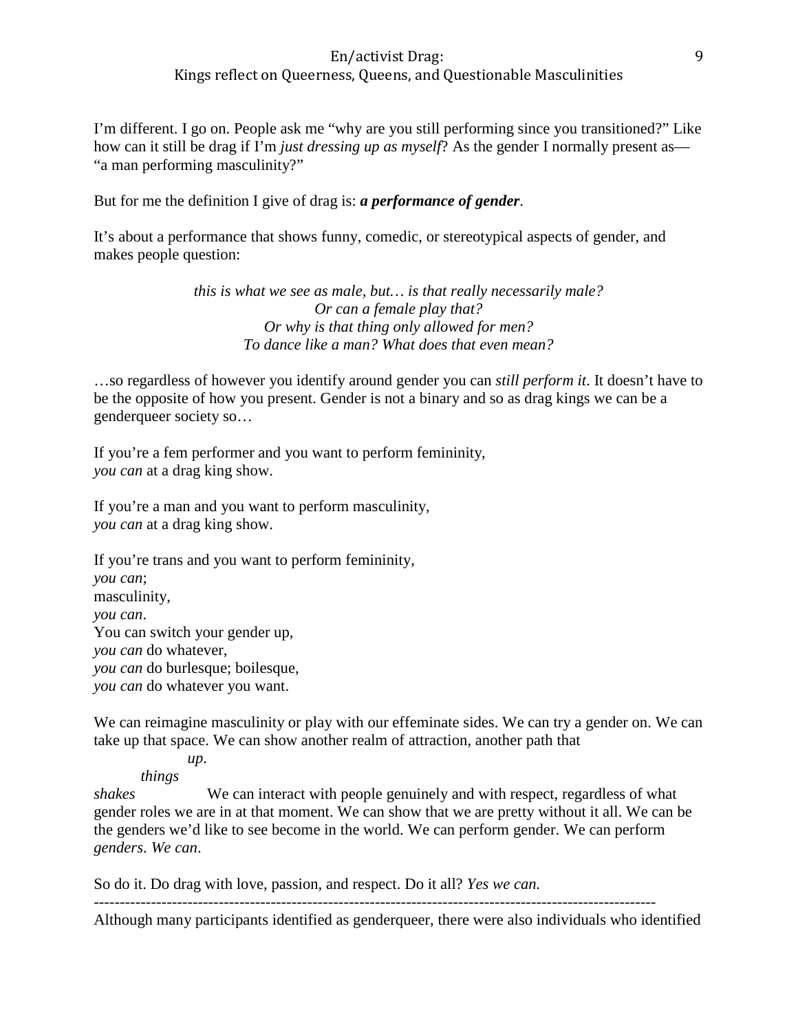I'm different. I go on. People ask me "why are you still performing since you transitioned?" Like how can it still be drag if I'm *just dressing up as myself*? As the gender I normally present as— "a man performing masculinity?"

But for me the definition I give of drag is: ***a performance of gender***.

It's about a performance that shows funny, comedic, or stereotypical aspects of gender, and makes people question:

*this is what we see as male, but… is that really necessarily male?*
*Or can a female play that?*
*Or why is that thing only allowed for men?*
*To dance like a man? What does that even mean?*

…so regardless of however you identify around gender you can *still perform it*. It doesn't have to be the opposite of how you present. Gender is not a binary and so as drag kings we can be a genderqueer society so…

If you're a fem performer and you want to perform femininity,
*you can* at a drag king show.

If you're a man and you want to perform masculinity,
*you can* at a drag king show.

If you're trans and you want to perform femininity,
*you can*;
masculinity,
*you can*.
You can switch your gender up,
*you can* do whatever,
*you can* do burlesque; boilesque,
*you can* do whatever you want.

We can reimagine masculinity or play with our effeminate sides. We can try a gender on. We can take up that space. We can show another realm of attraction, another path that

*up*.
*things*
*shakes* We can interact with people genuinely and with respect, regardless of what gender roles we are in at that moment. We can show that we are pretty without it all. We can be the genders we'd like to see become in the world. We can perform gender. We can perform *genders*. *We can*.

So do it. Do drag with love, passion, and respect. Do it all? *Yes we can.*

---

Although many participants identified as genderqueer, there were also individuals who identified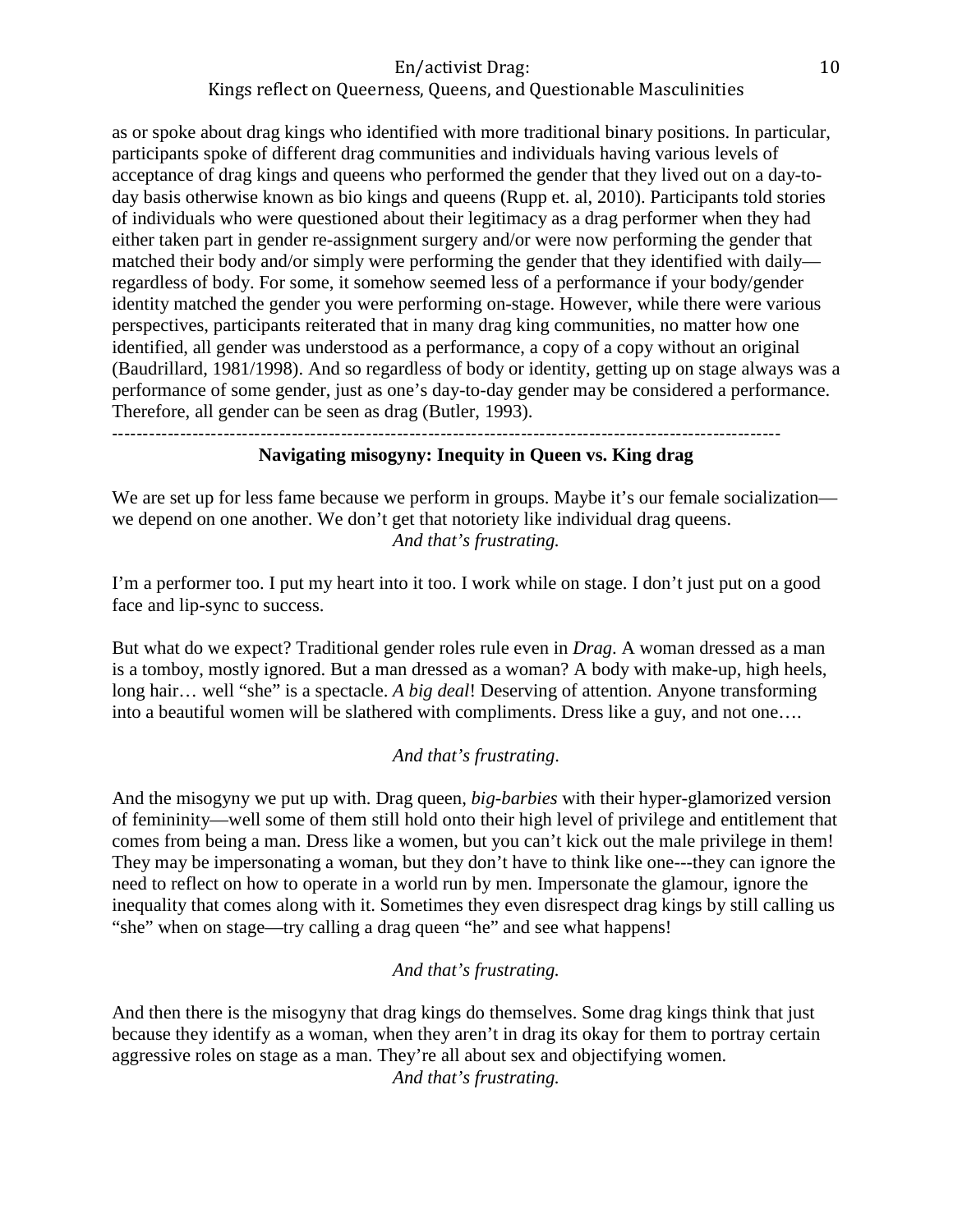as or spoke about drag kings who identified with more traditional binary positions. In particular, participants spoke of different drag communities and individuals having various levels of acceptance of drag kings and queens who performed the gender that they lived out on a day-to-day basis otherwise known as bio kings and queens (Rupp et. al, 2010). Participants told stories of individuals who were questioned about their legitimacy as a drag performer when they had either taken part in gender re-assignment surgery and/or were now performing the gender that matched their body and/or simply were performing the gender that they identified with daily—regardless of body. For some, it somehow seemed less of a performance if your body/gender identity matched the gender you were performing on-stage. However, while there were various perspectives, participants reiterated that in many drag king communities, no matter how one identified, all gender was understood as a performance, a copy of a copy without an original (Baudrillard, 1981/1998). And so regardless of body or identity, getting up on stage always was a performance of some gender, just as one's day-to-day gender may be considered a performance. Therefore, all gender can be seen as drag (Butler, 1993).

---

**Navigating misogyny: Inequity in Queen vs. King drag**

We are set up for less fame because we perform in groups. Maybe it's our female socialization—we depend on one another. We don't get that notoriety like individual drag queens.
*And that's frustrating.*

I'm a performer too. I put my heart into it too. I work while on stage. I don't just put on a good face and lip-sync to success.

But what do we expect? Traditional gender roles rule even in *Drag*. A woman dressed as a man is a tomboy, mostly ignored. But a man dressed as a woman? A body with make-up, high heels, long hair… well "she" is a spectacle. *A big deal*! Deserving of attention. Anyone transforming into a beautiful women will be slathered with compliments. Dress like a guy, and not one….

*And that's frustrating.*

And the misogyny we put up with. Drag queen, *big-barbies* with their hyper-glamorized version of femininity—well some of them still hold onto their high level of privilege and entitlement that comes from being a man. Dress like a women, but you can't kick out the male privilege in them! They may be impersonating a woman, but they don't have to think like one---they can ignore the need to reflect on how to operate in a world run by men. Impersonate the glamour, ignore the inequality that comes along with it. Sometimes they even disrespect drag kings by still calling us "she" when on stage—try calling a drag queen "he" and see what happens!

*And that's frustrating.*

And then there is the misogyny that drag kings do themselves. Some drag kings think that just because they identify as a woman, when they aren't in drag its okay for them to portray certain aggressive roles on stage as a man. They're all about sex and objectifying women.
*And that's frustrating.*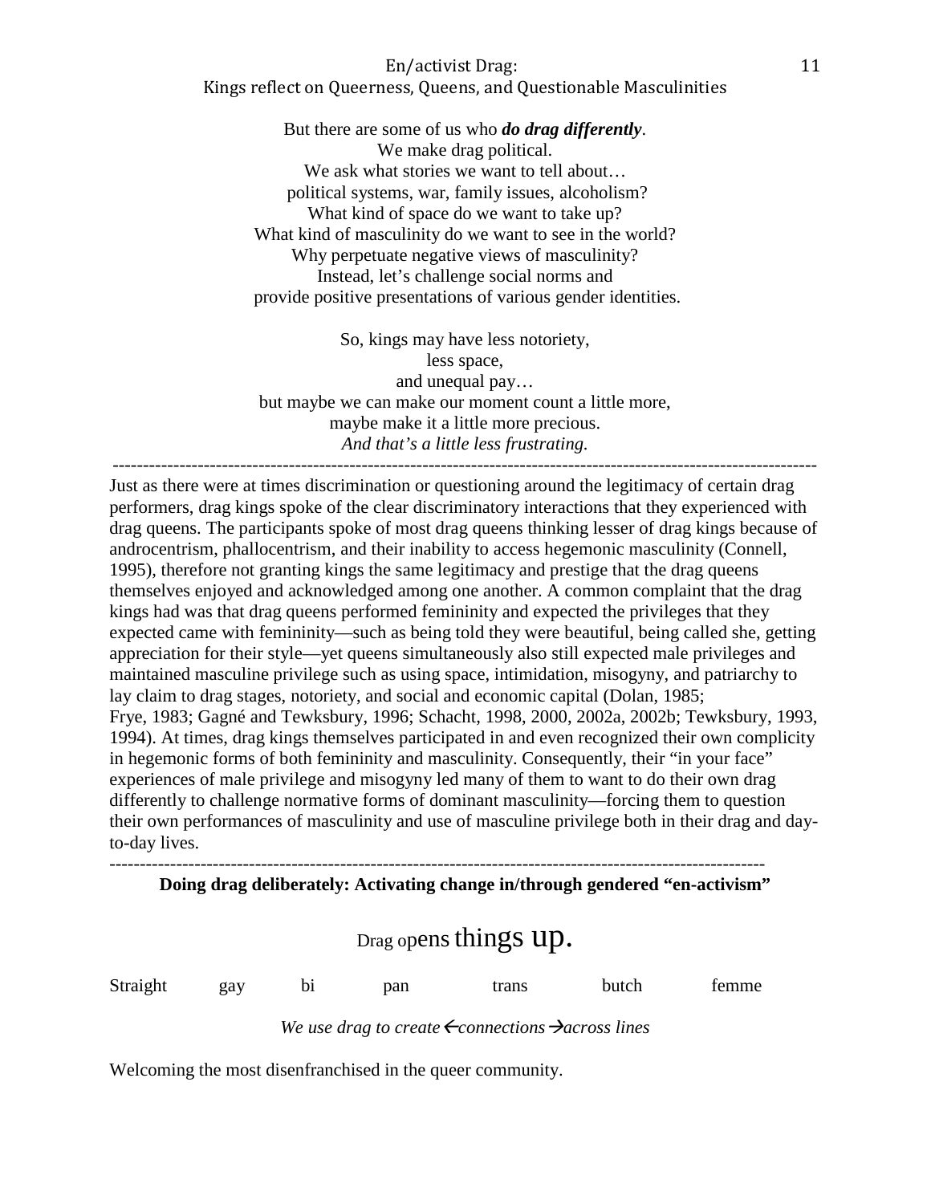But there are some of us who ***do drag differently***.
We make drag political.
We ask what stories we want to tell about…
political systems, war, family issues, alcoholism?
What kind of space do we want to take up?
What kind of masculinity do we want to see in the world?
Why perpetuate negative views of masculinity?
Instead, let's challenge social norms and
provide positive presentations of various gender identities.

So, kings may have less notoriety,
less space,
and unequal pay…
but maybe we can make our moment count a little more,
maybe make it a little more precious.
*And that's a little less frustrating.*

---

Just as there were at times discrimination or questioning around the legitimacy of certain drag performers, drag kings spoke of the clear discriminatory interactions that they experienced with drag queens. The participants spoke of most drag queens thinking lesser of drag kings because of androcentrism, phallocentrism, and their inability to access hegemonic masculinity (Connell, 1995), therefore not granting kings the same legitimacy and prestige that the drag queens themselves enjoyed and acknowledged among one another. A common complaint that the drag kings had was that drag queens performed femininity and expected the privileges that they expected came with femininity—such as being told they were beautiful, being called she, getting appreciation for their style—yet queens simultaneously also still expected male privileges and maintained masculine privilege such as using space, intimidation, misogyny, and patriarchy to lay claim to drag stages, notoriety, and social and economic capital (Dolan, 1985; Frye, 1983; Gagné and Tewksbury, 1996; Schacht, 1998, 2000, 2002a, 2002b; Tewksbury, 1993, 1994). At times, drag kings themselves participated in and even recognized their own complicity in hegemonic forms of both femininity and masculinity. Consequently, their "in your face" experiences of male privilege and misogyny led many of them to want to do their own drag differently to challenge normative forms of dominant masculinity—forcing them to question their own performances of masculinity and use of masculine privilege both in their drag and day-to-day lives.

---

**Doing drag deliberately: Activating change in/through gendered "en-activism"**

Drag opens things up.

Straight gay bi pan trans butch femme

*We use drag to create ←connections→across lines*

Welcoming the most disenfranchised in the queer community.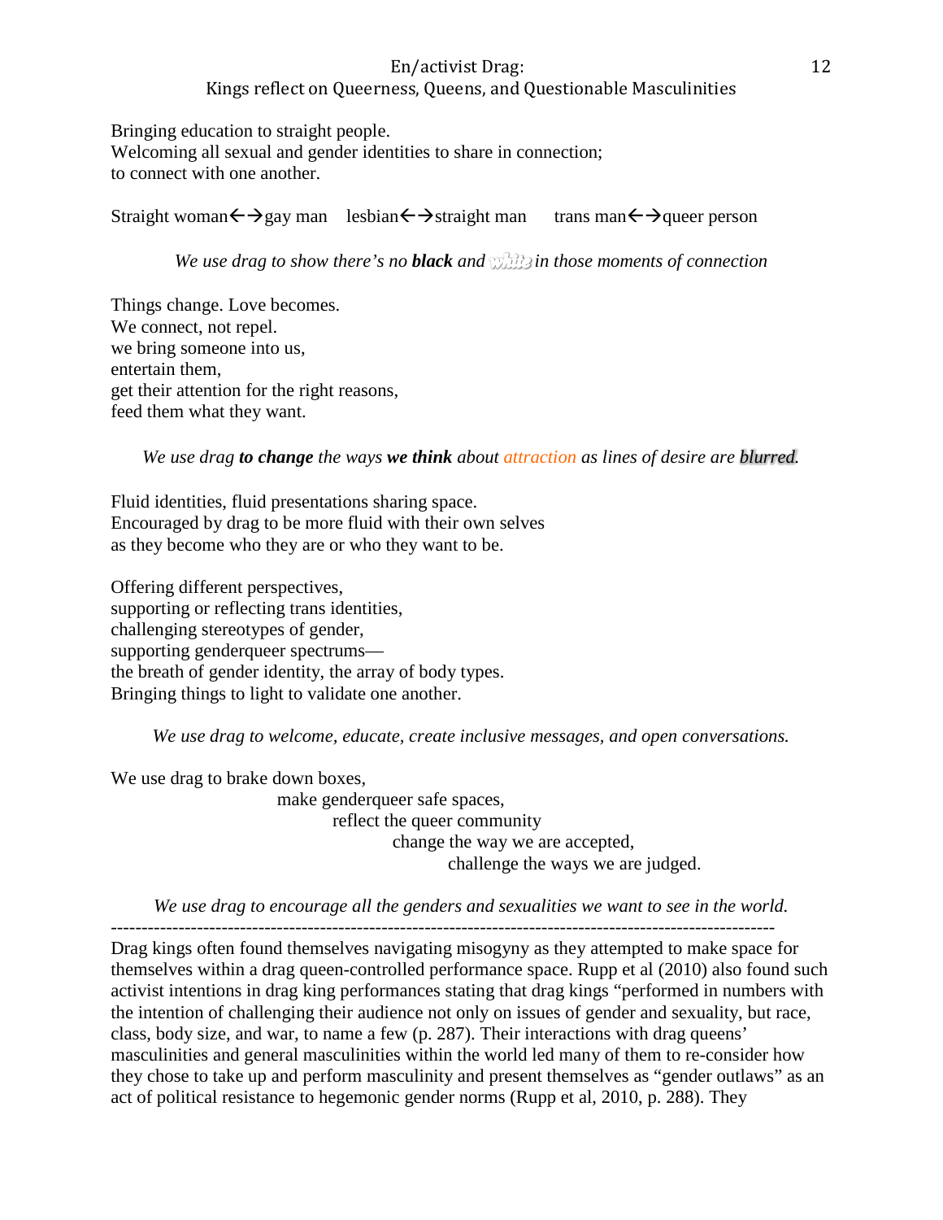Bringing education to straight people.
Welcoming all sexual and gender identities to share in connection;
to connect with one another.

Straight woman←→gay man lesbian←→straight man trans man←→queer person

*We use drag to show there's no* ***black*** *and white in those moments of connection*

Things change. Love becomes.
We connect, not repel.
we bring someone into us,
entertain them,
get their attention for the right reasons,
feed them what they want.

*We use drag* ***to change*** *the ways* ***we think*** *about attraction as lines of desire are blurred.*

Fluid identities, fluid presentations sharing space.
Encouraged by drag to be more fluid with their own selves
as they become who they are or who they want to be.

Offering different perspectives,
supporting or reflecting trans identities,
challenging stereotypes of gender,
supporting genderqueer spectrums—
the breath of gender identity, the array of body types.
Bringing things to light to validate one another.

*We use drag to welcome, educate, create inclusive messages, and open conversations.*

We use drag to brake down boxes,
make genderqueer safe spaces,
reflect the queer community
change the way we are accepted,
challenge the ways we are judged.

*We use drag to encourage all the genders and sexualities we want to see in the world.*

---

Drag kings often found themselves navigating misogyny as they attempted to make space for themselves within a drag queen-controlled performance space. Rupp et al (2010) also found such activist intentions in drag king performances stating that drag kings "performed in numbers with the intention of challenging their audience not only on issues of gender and sexuality, but race, class, body size, and war, to name a few (p. 287). Their interactions with drag queens' masculinities and general masculinities within the world led many of them to re-consider how they chose to take up and perform masculinity and present themselves as "gender outlaws" as an act of political resistance to hegemonic gender norms (Rupp et al, 2010, p. 288). They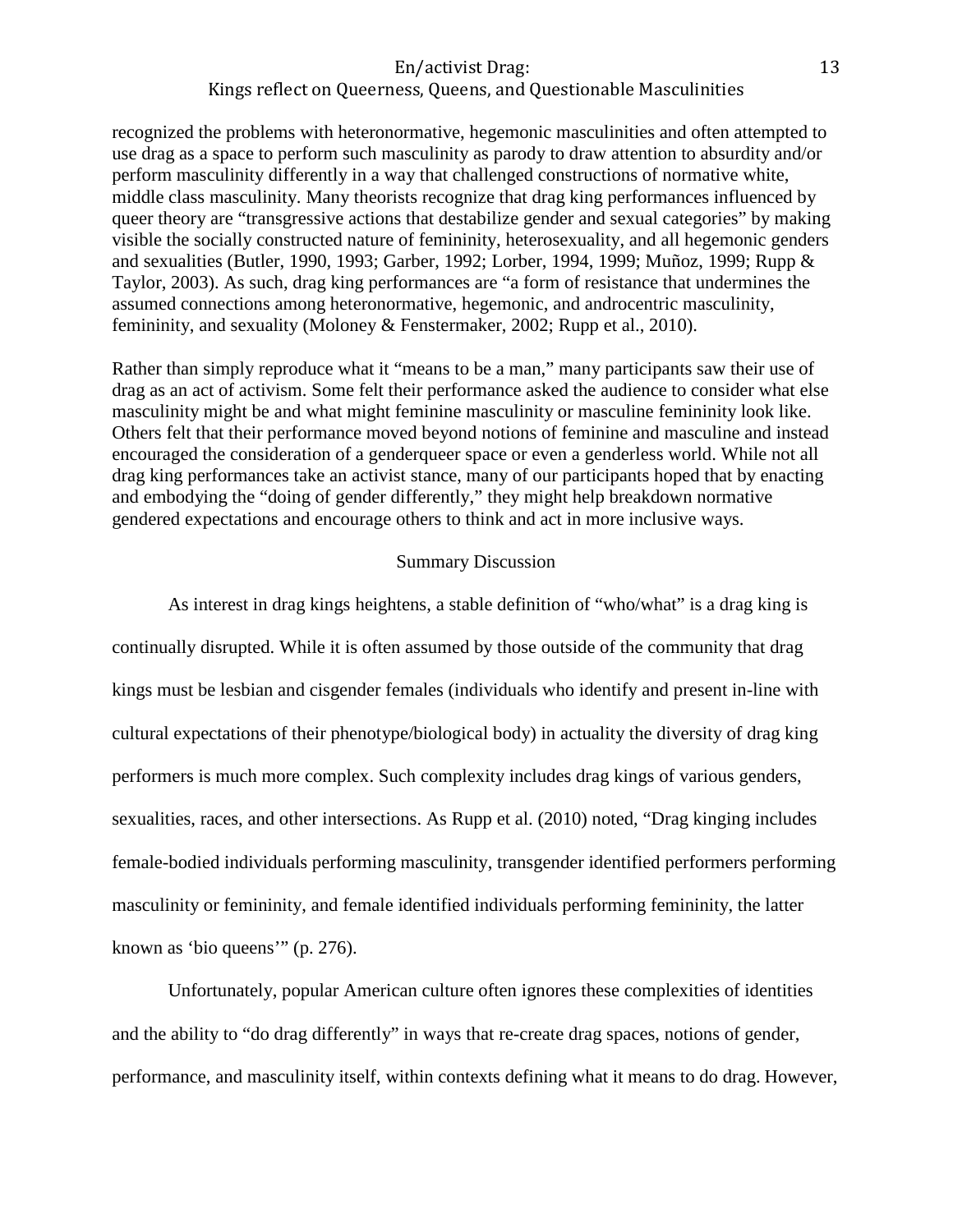recognized the problems with heteronormative, hegemonic masculinities and often attempted to use drag as a space to perform such masculinity as parody to draw attention to absurdity and/or perform masculinity differently in a way that challenged constructions of normative white, middle class masculinity. Many theorists recognize that drag king performances influenced by queer theory are "transgressive actions that destabilize gender and sexual categories" by making visible the socially constructed nature of femininity, heterosexuality, and all hegemonic genders and sexualities (Butler, 1990, 1993; Garber, 1992; Lorber, 1994, 1999; Muñoz, 1999; Rupp & Taylor, 2003). As such, drag king performances are "a form of resistance that undermines the assumed connections among heteronormative, hegemonic, and androcentric masculinity, femininity, and sexuality (Moloney & Fenstermaker, 2002; Rupp et al., 2010).

Rather than simply reproduce what it "means to be a man," many participants saw their use of drag as an act of activism. Some felt their performance asked the audience to consider what else masculinity might be and what might feminine masculinity or masculine femininity look like. Others felt that their performance moved beyond notions of feminine and masculine and instead encouraged the consideration of a genderqueer space or even a genderless world. While not all drag king performances take an activist stance, many of our participants hoped that by enacting and embodying the "doing of gender differently," they might help breakdown normative gendered expectations and encourage others to think and act in more inclusive ways.

## Summary Discussion

As interest in drag kings heightens, a stable definition of "who/what" is a drag king is continually disrupted. While it is often assumed by those outside of the community that drag kings must be lesbian and cisgender females (individuals who identify and present in-line with cultural expectations of their phenotype/biological body) in actuality the diversity of drag king performers is much more complex. Such complexity includes drag kings of various genders, sexualities, races, and other intersections. As Rupp et al. (2010) noted, "Drag kinging includes female-bodied individuals performing masculinity, transgender identified performers performing masculinity or femininity, and female identified individuals performing femininity, the latter known as 'bio queens'" (p. 276).

Unfortunately, popular American culture often ignores these complexities of identities and the ability to "do drag differently" in ways that re-create drag spaces, notions of gender, performance, and masculinity itself, within contexts defining what it means to do drag. However,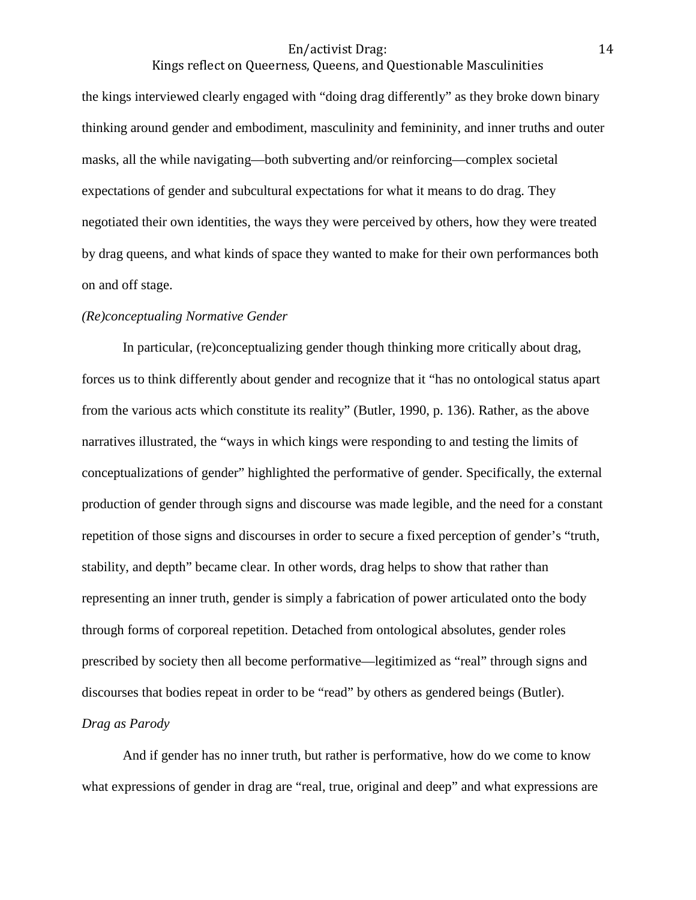the kings interviewed clearly engaged with "doing drag differently" as they broke down binary thinking around gender and embodiment, masculinity and femininity, and inner truths and outer masks, all the while navigating—both subverting and/or reinforcing—complex societal expectations of gender and subcultural expectations for what it means to do drag. They negotiated their own identities, the ways they were perceived by others, how they were treated by drag queens, and what kinds of space they wanted to make for their own performances both on and off stage.

*(Re)conceptualing Normative Gender*

In particular, (re)conceptualizing gender though thinking more critically about drag, forces us to think differently about gender and recognize that it "has no ontological status apart from the various acts which constitute its reality" (Butler, 1990, p. 136). Rather, as the above narratives illustrated, the "ways in which kings were responding to and testing the limits of conceptualizations of gender" highlighted the performative of gender. Specifically, the external production of gender through signs and discourse was made legible, and the need for a constant repetition of those signs and discourses in order to secure a fixed perception of gender's "truth, stability, and depth" became clear. In other words, drag helps to show that rather than representing an inner truth, gender is simply a fabrication of power articulated onto the body through forms of corporeal repetition. Detached from ontological absolutes, gender roles prescribed by society then all become performative—legitimized as "real" through signs and discourses that bodies repeat in order to be "read" by others as gendered beings (Butler).

*Drag as Parody*

And if gender has no inner truth, but rather is performative, how do we come to know what expressions of gender in drag are "real, true, original and deep" and what expressions are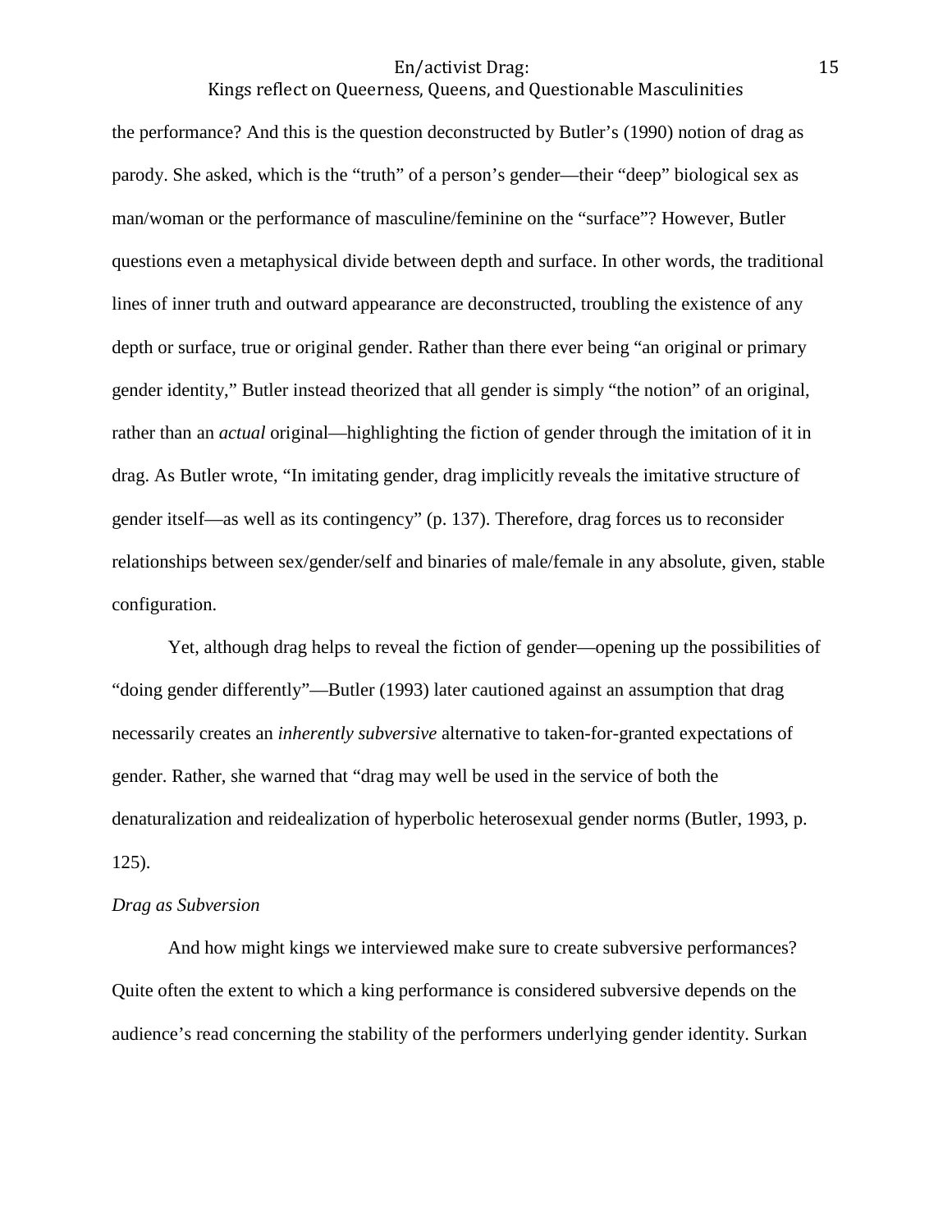the performance? And this is the question deconstructed by Butler's (1990) notion of drag as parody. She asked, which is the "truth" of a person's gender—their "deep" biological sex as man/woman or the performance of masculine/feminine on the "surface"? However, Butler questions even a metaphysical divide between depth and surface. In other words, the traditional lines of inner truth and outward appearance are deconstructed, troubling the existence of any depth or surface, true or original gender. Rather than there ever being "an original or primary gender identity," Butler instead theorized that all gender is simply "the notion" of an original, rather than an *actual* original—highlighting the fiction of gender through the imitation of it in drag. As Butler wrote, "In imitating gender, drag implicitly reveals the imitative structure of gender itself—as well as its contingency" (p. 137). Therefore, drag forces us to reconsider relationships between sex/gender/self and binaries of male/female in any absolute, given, stable configuration.

Yet, although drag helps to reveal the fiction of gender—opening up the possibilities of "doing gender differently"—Butler (1993) later cautioned against an assumption that drag necessarily creates an *inherently subversive* alternative to taken-for-granted expectations of gender. Rather, she warned that "drag may well be used in the service of both the denaturalization and reidealization of hyperbolic heterosexual gender norms (Butler, 1993, p. 125).

*Drag as Subversion*

And how might kings we interviewed make sure to create subversive performances? Quite often the extent to which a king performance is considered subversive depends on the audience's read concerning the stability of the performers underlying gender identity. Surkan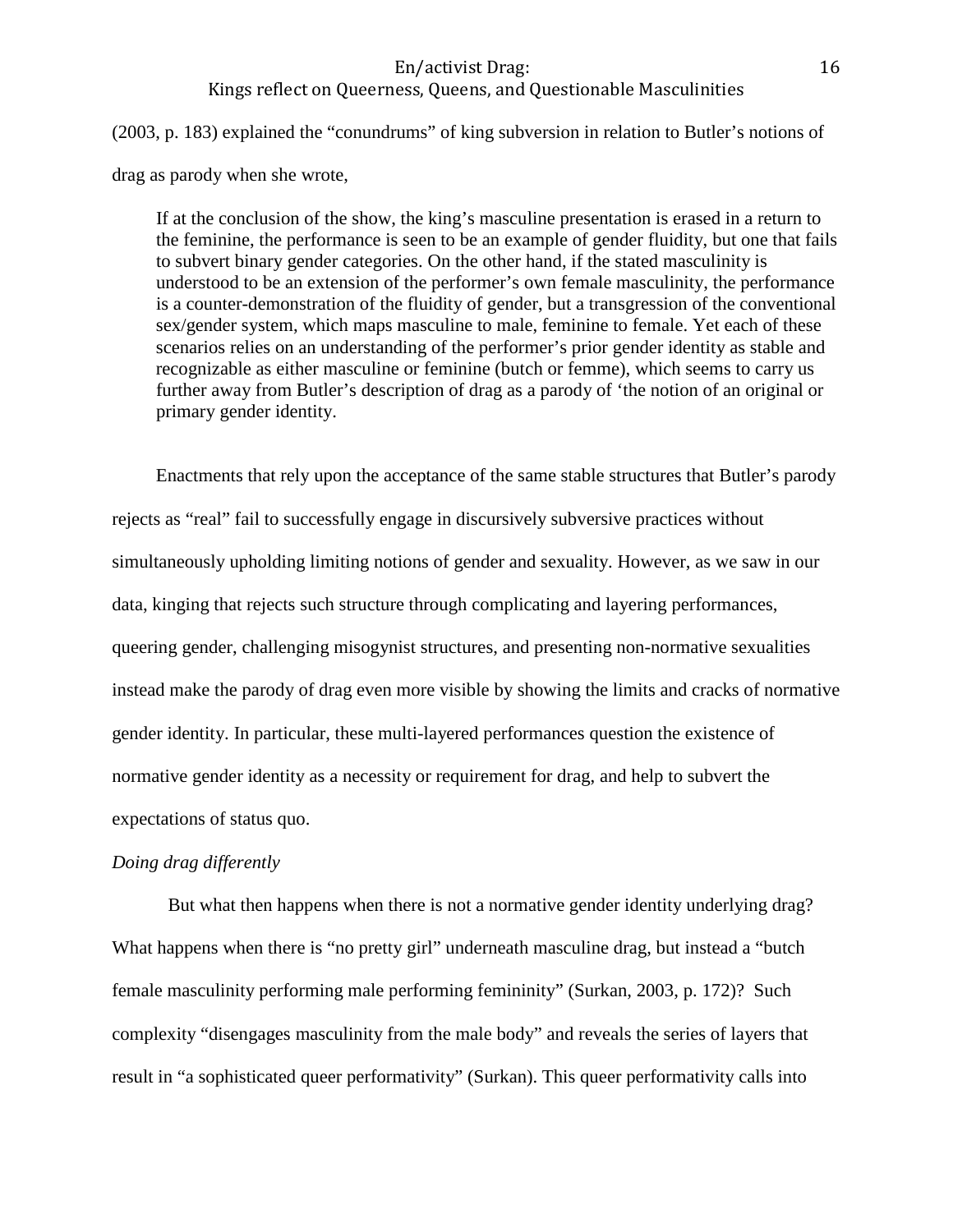(2003, p. 183) explained the "conundrums" of king subversion in relation to Butler's notions of drag as parody when she wrote,

> If at the conclusion of the show, the king's masculine presentation is erased in a return to the feminine, the performance is seen to be an example of gender fluidity, but one that fails to subvert binary gender categories. On the other hand, if the stated masculinity is understood to be an extension of the performer's own female masculinity, the performance is a counter-demonstration of the fluidity of gender, but a transgression of the conventional sex/gender system, which maps masculine to male, feminine to female. Yet each of these scenarios relies on an understanding of the performer's prior gender identity as stable and recognizable as either masculine or feminine (butch or femme), which seems to carry us further away from Butler's description of drag as a parody of 'the notion of an original or primary gender identity.

Enactments that rely upon the acceptance of the same stable structures that Butler's parody rejects as "real" fail to successfully engage in discursively subversive practices without simultaneously upholding limiting notions of gender and sexuality. However, as we saw in our data, kinging that rejects such structure through complicating and layering performances, queering gender, challenging misogynist structures, and presenting non-normative sexualities instead make the parody of drag even more visible by showing the limits and cracks of normative gender identity. In particular, these multi-layered performances question the existence of normative gender identity as a necessity or requirement for drag, and help to subvert the expectations of status quo.

*Doing drag differently*

But what then happens when there is not a normative gender identity underlying drag? What happens when there is "no pretty girl" underneath masculine drag, but instead a "butch female masculinity performing male performing femininity" (Surkan, 2003, p. 172)? Such complexity "disengages masculinity from the male body" and reveals the series of layers that result in "a sophisticated queer performativity" (Surkan). This queer performativity calls into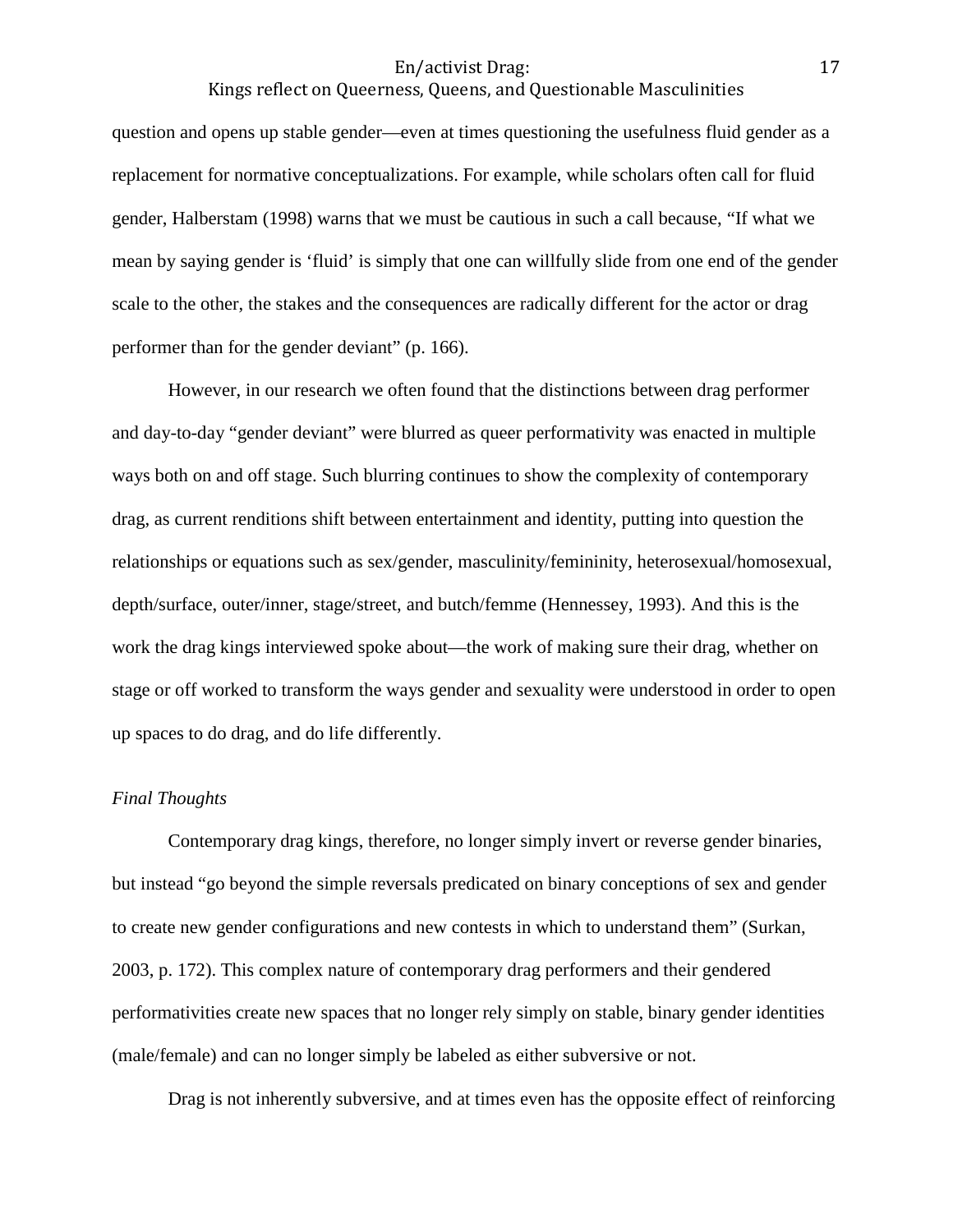question and opens up stable gender—even at times questioning the usefulness fluid gender as a replacement for normative conceptualizations. For example, while scholars often call for fluid gender, Halberstam (1998) warns that we must be cautious in such a call because, "If what we mean by saying gender is 'fluid' is simply that one can willfully slide from one end of the gender scale to the other, the stakes and the consequences are radically different for the actor or drag performer than for the gender deviant" (p. 166).

However, in our research we often found that the distinctions between drag performer and day-to-day "gender deviant" were blurred as queer performativity was enacted in multiple ways both on and off stage. Such blurring continues to show the complexity of contemporary drag, as current renditions shift between entertainment and identity, putting into question the relationships or equations such as sex/gender, masculinity/femininity, heterosexual/homosexual, depth/surface, outer/inner, stage/street, and butch/femme (Hennessey, 1993). And this is the work the drag kings interviewed spoke about—the work of making sure their drag, whether on stage or off worked to transform the ways gender and sexuality were understood in order to open up spaces to do drag, and do life differently.

*Final Thoughts*

Contemporary drag kings, therefore, no longer simply invert or reverse gender binaries, but instead "go beyond the simple reversals predicated on binary conceptions of sex and gender to create new gender configurations and new contests in which to understand them" (Surkan, 2003, p. 172). This complex nature of contemporary drag performers and their gendered performativities create new spaces that no longer rely simply on stable, binary gender identities (male/female) and can no longer simply be labeled as either subversive or not.

Drag is not inherently subversive, and at times even has the opposite effect of reinforcing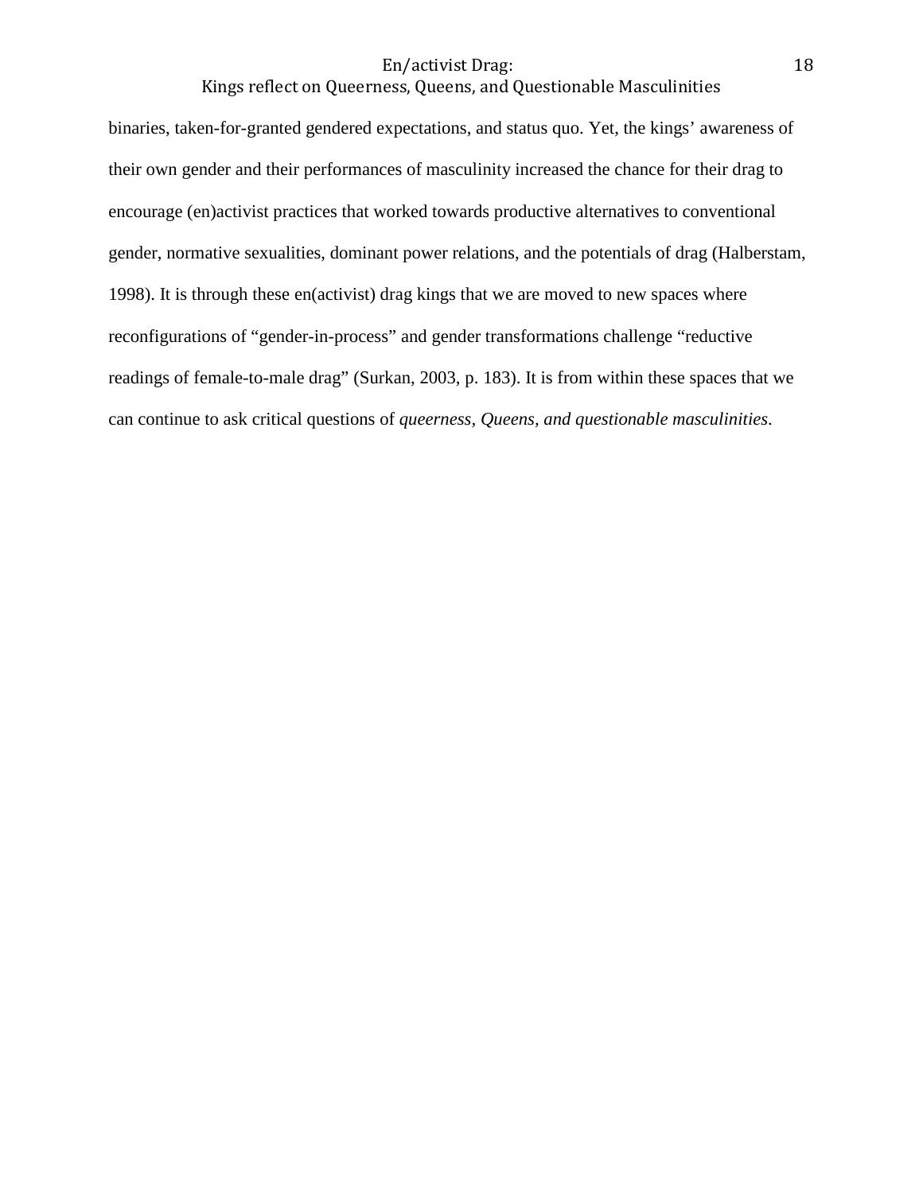binaries, taken-for-granted gendered expectations, and status quo. Yet, the kings' awareness of their own gender and their performances of masculinity increased the chance for their drag to encourage (en)activist practices that worked towards productive alternatives to conventional gender, normative sexualities, dominant power relations, and the potentials of drag (Halberstam, 1998). It is through these en(activist) drag kings that we are moved to new spaces where reconfigurations of "gender-in-process" and gender transformations challenge "reductive readings of female-to-male drag" (Surkan, 2003, p. 183). It is from within these spaces that we can continue to ask critical questions of *queerness, Queens, and questionable masculinities*.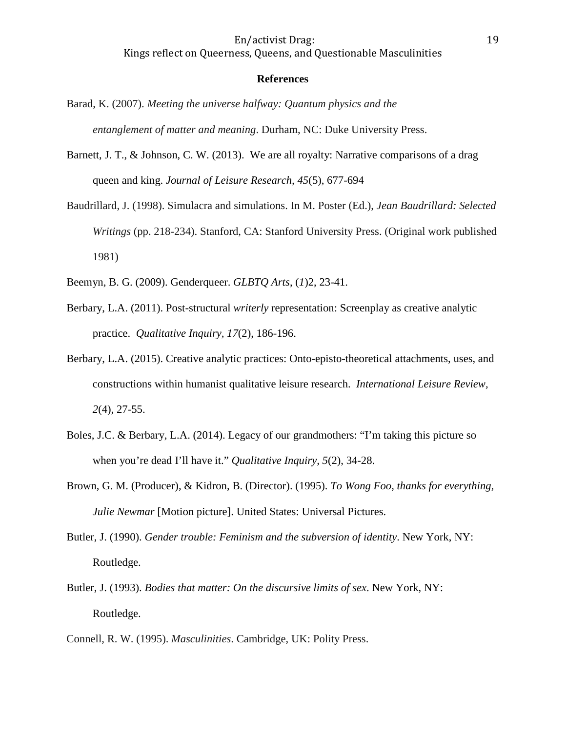## References

Barad, K. (2007). *Meeting the universe halfway: Quantum physics and the entanglement of matter and meaning*. Durham, NC: Duke University Press.

Barnett, J. T., & Johnson, C. W. (2013). We are all royalty: Narrative comparisons of a drag queen and king. *Journal of Leisure Research*, *45*(5), 677-694

Baudrillard, J. (1998). Simulacra and simulations. In M. Poster (Ed.), *Jean Baudrillard: Selected Writings* (pp. 218-234). Stanford, CA: Stanford University Press. (Original work published 1981)

Beemyn, B. G. (2009). Genderqueer. *GLBTQ Arts*, (*1*)2, 23-41.

Berbary, L.A. (2011). Post-structural *writerly* representation: Screenplay as creative analytic practice. *Qualitative Inquiry, 17*(2), 186-196.

Berbary, L.A. (2015). Creative analytic practices: Onto-episto-theoretical attachments, uses, and constructions within humanist qualitative leisure research. *International Leisure Review*, *2*(4), 27-55.

Boles, J.C. & Berbary, L.A. (2014). Legacy of our grandmothers: "I'm taking this picture so when you're dead I'll have it." *Qualitative Inquiry, 5*(2), 34-28.

Brown, G. M. (Producer), & Kidron, B. (Director). (1995). *To Wong Foo, thanks for everything, Julie Newmar* [Motion picture]. United States: Universal Pictures.

Butler, J. (1990). *Gender trouble: Feminism and the subversion of identity*. New York, NY: Routledge.

Butler, J. (1993). *Bodies that matter: On the discursive limits of sex*. New York, NY: Routledge.

Connell, R. W. (1995). *Masculinities*. Cambridge, UK: Polity Press.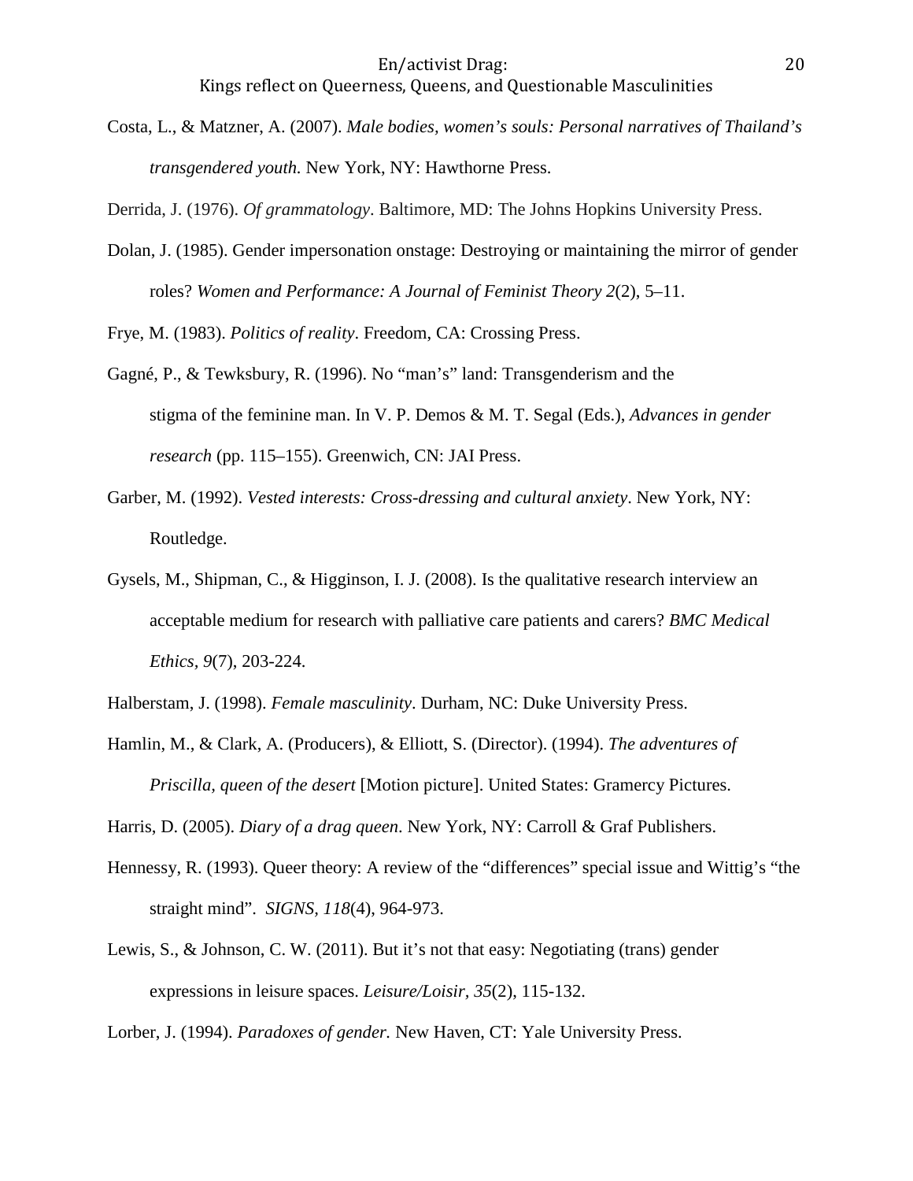Costa, L., & Matzner, A. (2007). *Male bodies, women's souls: Personal narratives of Thailand's transgendered youth.* New York, NY: Hawthorne Press.

Derrida, J. (1976). *Of grammatology*. Baltimore, MD: The Johns Hopkins University Press.

Dolan, J. (1985). Gender impersonation onstage: Destroying or maintaining the mirror of gender roles? *Women and Performance: A Journal of Feminist Theory 2*(2), 5–11.

Frye, M. (1983). *Politics of reality*. Freedom, CA: Crossing Press.

Gagné, P., & Tewksbury, R. (1996). No "man's" land: Transgenderism and the stigma of the feminine man. In V. P. Demos & M. T. Segal (Eds.), *Advances in gender research* (pp. 115–155). Greenwich, CN: JAI Press.

Garber, M. (1992). *Vested interests: Cross-dressing and cultural anxiety*. New York, NY: Routledge.

Gysels, M., Shipman, C., & Higginson, I. J. (2008). Is the qualitative research interview an acceptable medium for research with palliative care patients and carers? *BMC Medical Ethics, 9*(7), 203-224.

Halberstam, J. (1998). *Female masculinity*. Durham, NC: Duke University Press.

Hamlin, M., & Clark, A. (Producers), & Elliott, S. (Director). (1994). *The adventures of Priscilla, queen of the desert* [Motion picture]. United States: Gramercy Pictures.

Harris, D. (2005). *Diary of a drag queen*. New York, NY: Carroll & Graf Publishers.

Hennessy, R. (1993). Queer theory: A review of the "differences" special issue and Wittig's "the straight mind". *SIGNS, 118*(4), 964-973.

Lewis, S., & Johnson, C. W. (2011). But it's not that easy: Negotiating (trans) gender expressions in leisure spaces. *Leisure/Loisir, 35*(2), 115-132.

Lorber, J. (1994). *Paradoxes of gender.* New Haven, CT: Yale University Press.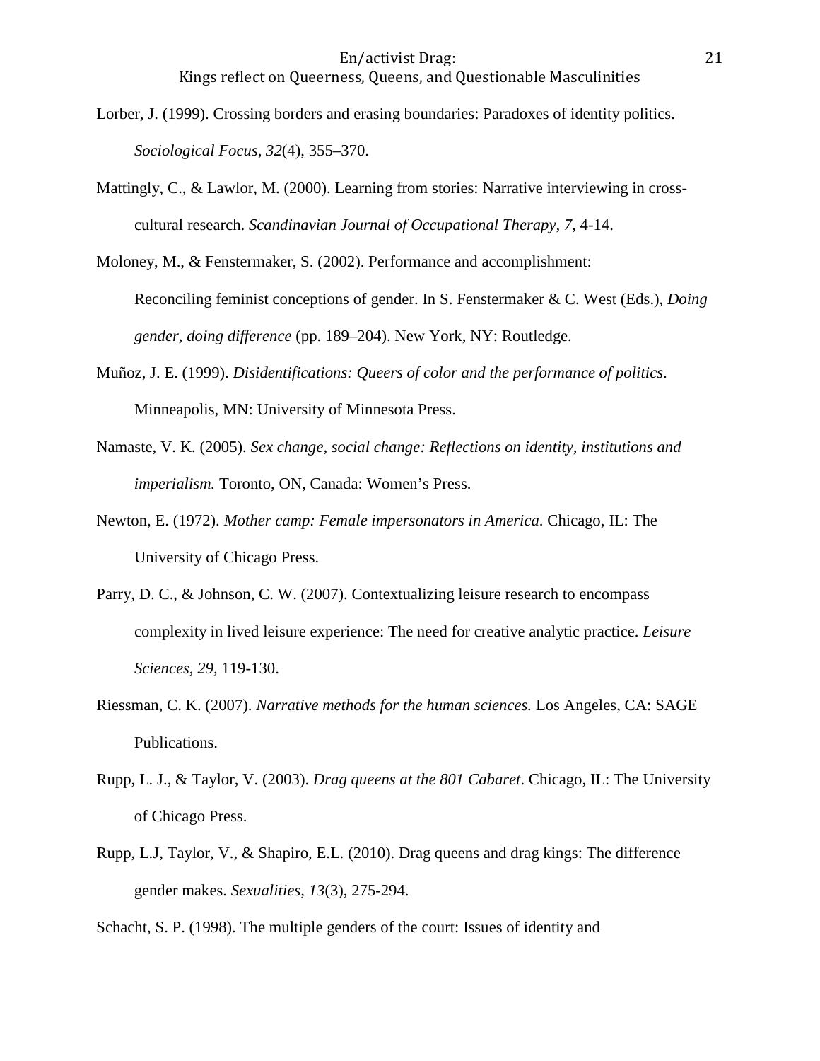Lorber, J. (1999). Crossing borders and erasing boundaries: Paradoxes of identity politics. *Sociological Focus, 32*(4), 355–370.

Mattingly, C., & Lawlor, M. (2000). Learning from stories: Narrative interviewing in cross-cultural research. *Scandinavian Journal of Occupational Therapy, 7*, 4-14.

Moloney, M., & Fenstermaker, S. (2002). Performance and accomplishment: Reconciling feminist conceptions of gender. In S. Fenstermaker & C. West (Eds.), *Doing gender, doing difference* (pp. 189–204). New York, NY: Routledge.

Muñoz, J. E. (1999). *Disidentifications: Queers of color and the performance of politics*. Minneapolis, MN: University of Minnesota Press.

Namaste, V. K. (2005). *Sex change, social change: Reflections on identity, institutions and imperialism.* Toronto, ON, Canada: Women's Press.

Newton, E. (1972). *Mother camp: Female impersonators in America*. Chicago, IL: The University of Chicago Press.

Parry, D. C., & Johnson, C. W. (2007). Contextualizing leisure research to encompass complexity in lived leisure experience: The need for creative analytic practice. *Leisure Sciences, 29*, 119-130.

Riessman, C. K. (2007). *Narrative methods for the human sciences.* Los Angeles, CA: SAGE Publications.

Rupp, L. J., & Taylor, V. (2003). *Drag queens at the 801 Cabaret*. Chicago, IL: The University of Chicago Press.

Rupp, L.J, Taylor, V., & Shapiro, E.L. (2010). Drag queens and drag kings: The difference gender makes. *Sexualities, 13*(3), 275-294.

Schacht, S. P. (1998). The multiple genders of the court: Issues of identity and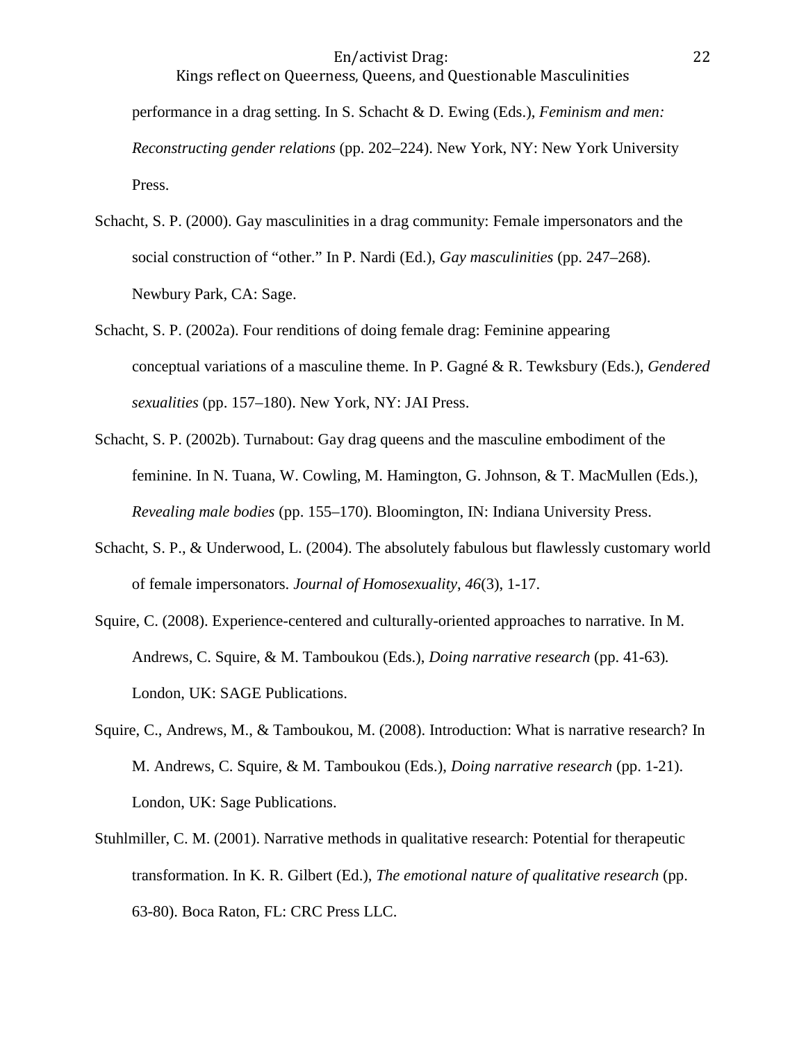performance in a drag setting. In S. Schacht & D. Ewing (Eds.), *Feminism and men: Reconstructing gender relations* (pp. 202–224). New York, NY: New York University Press.

Schacht, S. P. (2000). Gay masculinities in a drag community: Female impersonators and the social construction of “other.” In P. Nardi (Ed.), *Gay masculinities* (pp. 247–268). Newbury Park, CA: Sage.

Schacht, S. P. (2002a). Four renditions of doing female drag: Feminine appearing conceptual variations of a masculine theme. In P. Gagné & R. Tewksbury (Eds.), *Gendered sexualities* (pp. 157–180). New York, NY: JAI Press.

Schacht, S. P. (2002b). Turnabout: Gay drag queens and the masculine embodiment of the feminine. In N. Tuana, W. Cowling, M. Hamington, G. Johnson, & T. MacMullen (Eds.), *Revealing male bodies* (pp. 155–170). Bloomington, IN: Indiana University Press.

Schacht, S. P., & Underwood, L. (2004). The absolutely fabulous but flawlessly customary world of female impersonators. *Journal of Homosexuality*, *46*(3), 1-17.

Squire, C. (2008). Experience-centered and culturally-oriented approaches to narrative. In M. Andrews, C. Squire, & M. Tamboukou (Eds.), *Doing narrative research* (pp. 41-63). London, UK: SAGE Publications.

Squire, C., Andrews, M., & Tamboukou, M. (2008). Introduction: What is narrative research? In M. Andrews, C. Squire, & M. Tamboukou (Eds.), *Doing narrative research* (pp. 1-21). London, UK: Sage Publications.

Stuhlmiller, C. M. (2001). Narrative methods in qualitative research: Potential for therapeutic transformation. In K. R. Gilbert (Ed.), *The emotional nature of qualitative research* (pp. 63-80). Boca Raton, FL: CRC Press LLC.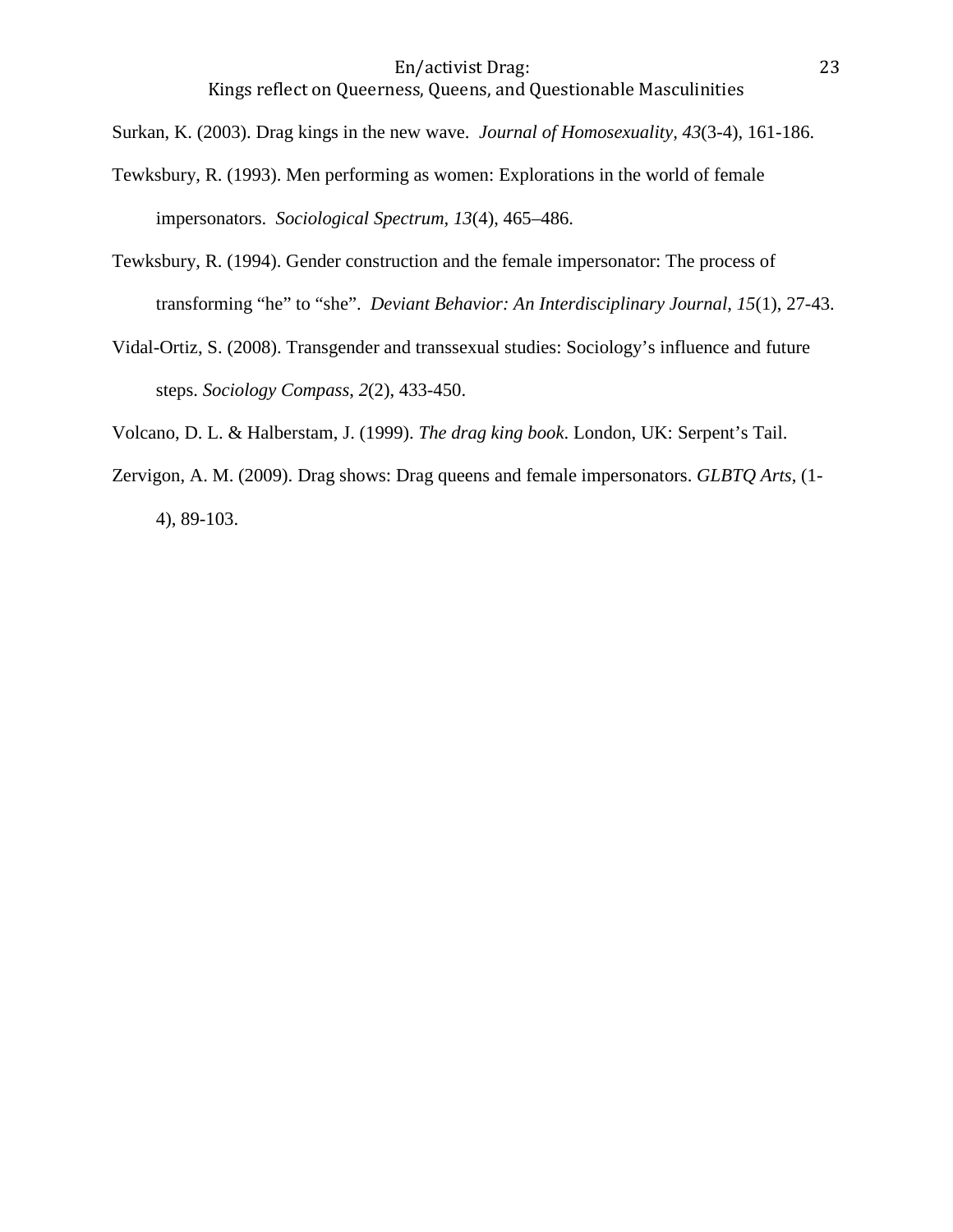Surkan, K. (2003). Drag kings in the new wave. *Journal of Homosexuality, 43*(3-4), 161-186.

Tewksbury, R. (1993). Men performing as women: Explorations in the world of female impersonators. *Sociological Spectrum, 13*(4), 465–486.

Tewksbury, R. (1994). Gender construction and the female impersonator: The process of transforming "he" to "she". *Deviant Behavior: An Interdisciplinary Journal, 15*(1), 27-43.

Vidal-Ortiz, S. (2008). Transgender and transsexual studies: Sociology's influence and future steps. *Sociology Compass*, *2*(2), 433-450.

Volcano, D. L. & Halberstam, J. (1999). *The drag king book*. London, UK: Serpent's Tail.

Zervigon, A. M. (2009). Drag shows: Drag queens and female impersonators. *GLBTQ Arts*, (1-4), 89-103.